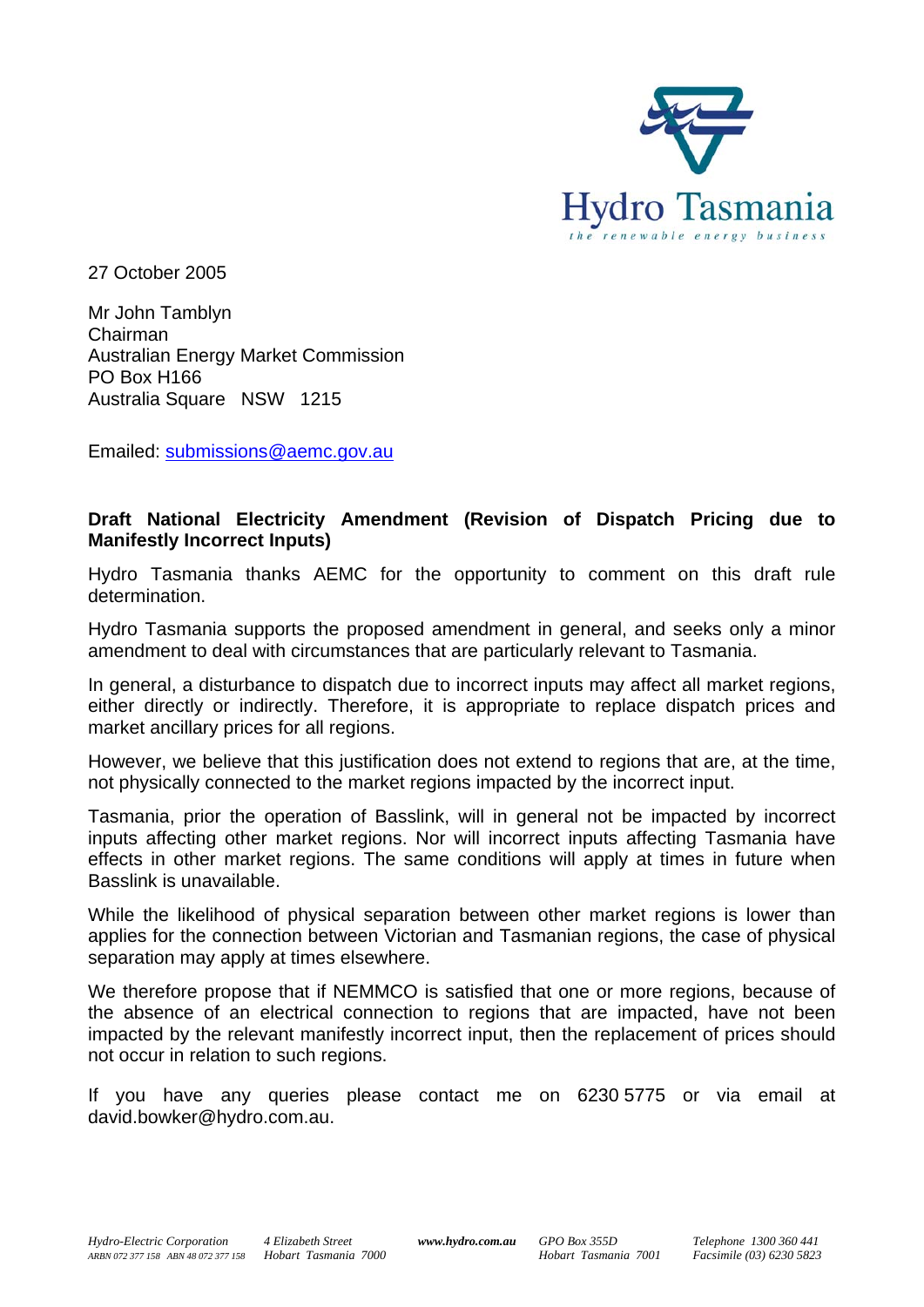Hydro Tasmania
*the renewable energy business*

27 October 2005

Mr John Tamblyn
Chairman
Australian Energy Market Commission
PO Box H166
Australia Square NSW 1215

Emailed: submissions@aemc.gov.au

**Draft National Electricity Amendment (Revision of Dispatch Pricing due to Manifestly Incorrect Inputs)**

Hydro Tasmania thanks AEMC for the opportunity to comment on this draft rule determination.

Hydro Tasmania supports the proposed amendment in general, and seeks only a minor amendment to deal with circumstances that are particularly relevant to Tasmania.

In general, a disturbance to dispatch due to incorrect inputs may affect all market regions, either directly or indirectly. Therefore, it is appropriate to replace dispatch prices and market ancillary prices for all regions.

However, we believe that this justification does not extend to regions that are, at the time, not physically connected to the market regions impacted by the incorrect input.

Tasmania, prior the operation of Basslink, will in general not be impacted by incorrect inputs affecting other market regions. Nor will incorrect inputs affecting Tasmania have effects in other market regions. The same conditions will apply at times in future when Basslink is unavailable.

While the likelihood of physical separation between other market regions is lower than applies for the connection between Victorian and Tasmanian regions, the case of physical separation may apply at times elsewhere.

We therefore propose that if NEMMCO is satisfied that one or more regions, because of the absence of an electrical connection to regions that are impacted, have not been impacted by the relevant manifestly incorrect input, then the replacement of prices should not occur in relation to such regions.

If you have any queries please contact me on 6230 5775 or via email at david.bowker@hydro.com.au.

*Hydro-Electric Corporation* *ARBN 072 377 158 ABN 48 072 377 158* | *4 Elizabeth Street Hobart Tasmania 7000* | ***www.hydro.com.au*** | *GPO Box 355D Hobart Tasmania 7001* | *Telephone 1300 360 441 Facsimile (03) 6230 5823*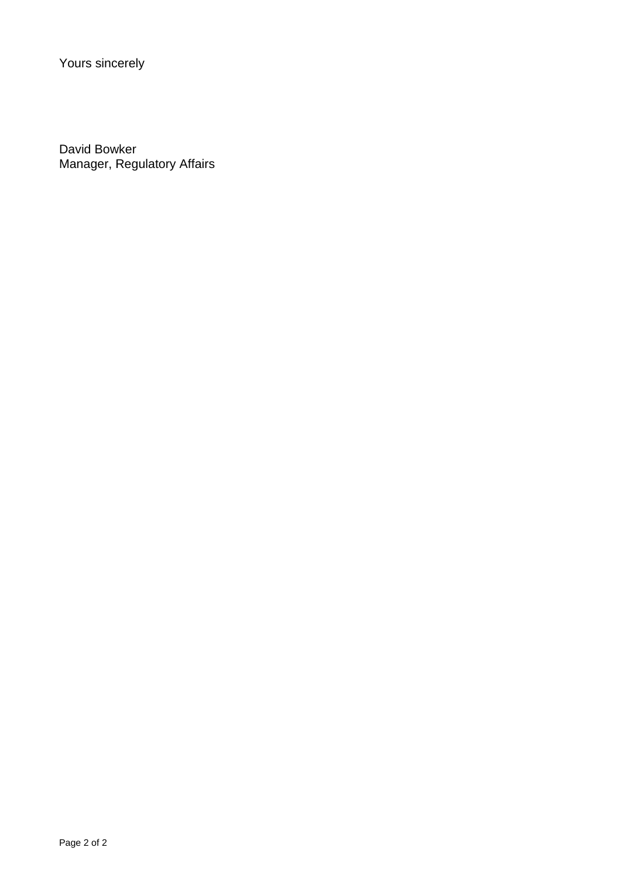Yours sincerely

David Bowker
Manager, Regulatory Affairs